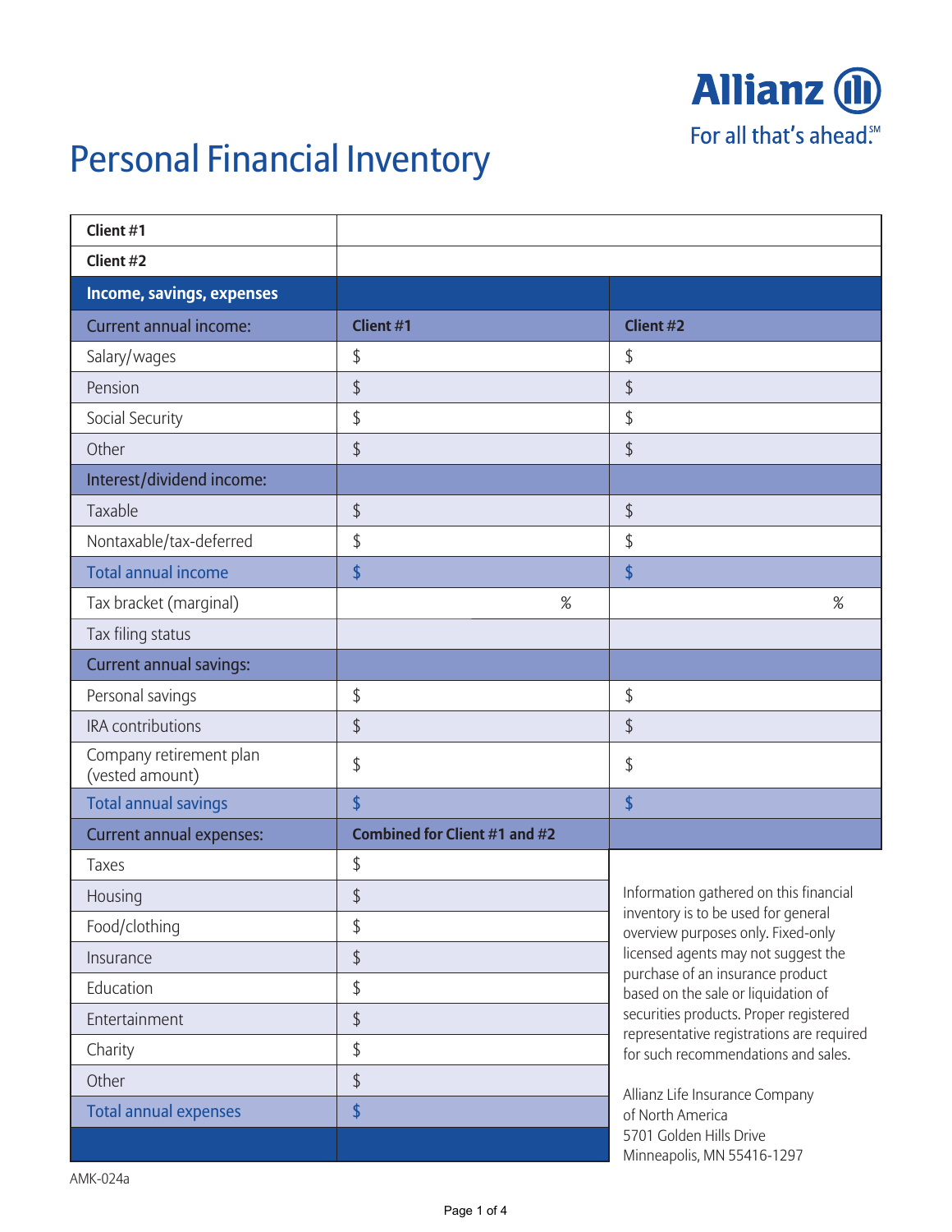Allianz
For all that's ahead.[SM]

# Personal Financial Inventory

| | | |
|---|---|---|
| **Client #1** | | |
| **Client #2** | | |
| **Income, savings, expenses** | | |
| Current annual income: | **Client #1** | **Client #2** |
| Salary/wages | $ | $ |
| Pension | $ | $ |
| Social Security | $ | $ |
| Other | $ | $ |
| Interest/dividend income: | | |
| Taxable | $ | $ |
| Nontaxable/tax-deferred | $ | $ |
| Total annual income | $ | $ |
| Tax bracket (marginal) | % | % |
| Tax filing status | | |
| Current annual savings: | | |
| Personal savings | $ | $ |
| IRA contributions | $ | $ |
| Company retirement plan (vested amount) | $ | $ |
| Total annual savings | $ | $ |
| Current annual expenses: | **Combined for Client #1 and #2** | |
| Taxes | $ | |
| Housing | $ | |
| Food/clothing | $ | |
| Insurance | $ | |
| Education | $ | |
| Entertainment | $ | |
| Charity | $ | |
| Other | $ | |
| Total annual expenses | $ | |

Information gathered on this financial inventory is to be used for general overview purposes only. Fixed-only licensed agents may not suggest the purchase of an insurance product based on the sale or liquidation of securities products. Proper registered representative registrations are required for such recommendations and sales.

Allianz Life Insurance Company
of North America
5701 Golden Hills Drive
Minneapolis, MN 55416-1297

AMK-024a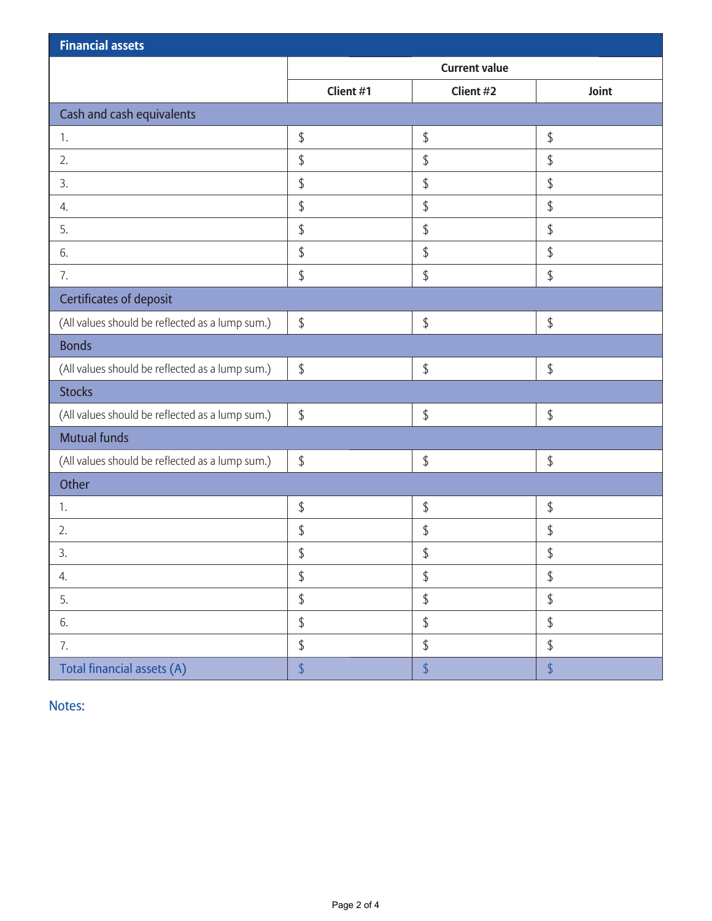| Financial assets | | | |
|---|---|---|---|
| | Current value | | |
| | Client #1 | Client #2 | Joint |
| **Cash and cash equivalents** | | | |
| 1. | $ | $ | $ |
| 2. | $ | $ | $ |
| 3. | $ | $ | $ |
| 4. | $ | $ | $ |
| 5. | $ | $ | $ |
| 6. | $ | $ | $ |
| 7. | $ | $ | $ |
| **Certificates of deposit** | | | |
| (All values should be reflected as a lump sum.) | $ | $ | $ |
| **Bonds** | | | |
| (All values should be reflected as a lump sum.) | $ | $ | $ |
| **Stocks** | | | |
| (All values should be reflected as a lump sum.) | $ | $ | $ |
| **Mutual funds** | | | |
| (All values should be reflected as a lump sum.) | $ | $ | $ |
| **Other** | | | |
| 1. | $ | $ | $ |
| 2. | $ | $ | $ |
| 3. | $ | $ | $ |
| 4. | $ | $ | $ |
| 5. | $ | $ | $ |
| 6. | $ | $ | $ |
| 7. | $ | $ | $ |
| **Total financial assets (A)** | $ | $ | $ |

Notes: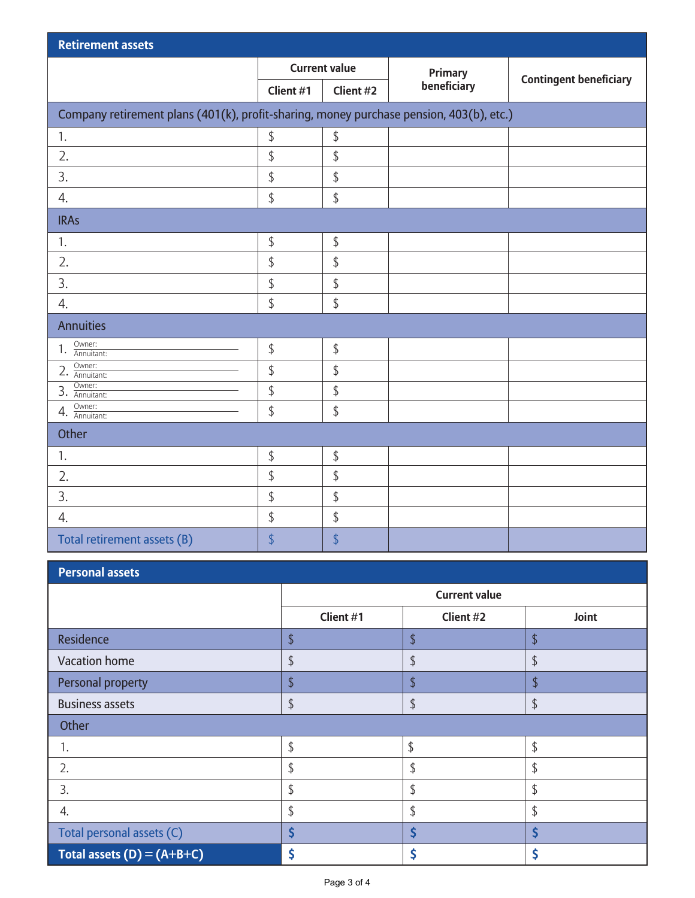## Retirement assets

| | Current value | | Primary beneficiary | Contingent beneficiary |
|---|---|---|---|---|
| | Client #1 | Client #2 | | |
| **Company retirement plans (401(k), profit-sharing, money purchase pension, 403(b), etc.)** | | | | |
| 1. | $ | $ | | |
| 2. | $ | $ | | |
| 3. | $ | $ | | |
| 4. | $ | $ | | |
| **IRAs** | | | | |
| 1. | $ | $ | | |
| 2. | $ | $ | | |
| 3. | $ | $ | | |
| 4. | $ | $ | | |
| **Annuities** | | | | |
| 1. Owner: Annuitant: | $ | $ | | |
| 2. Owner: Annuitant: | $ | $ | | |
| 3. Owner: Annuitant: | $ | $ | | |
| 4. Owner: Annuitant: | $ | $ | | |
| **Other** | | | | |
| 1. | $ | $ | | |
| 2. | $ | $ | | |
| 3. | $ | $ | | |
| 4. | $ | $ | | |
| Total retirement assets (B) | $ | $ | | |

## Personal assets

| | Current value | | |
|---|---|---|---|
| | Client #1 | Client #2 | Joint |
| Residence | $ | $ | $ |
| Vacation home | $ | $ | $ |
| Personal property | $ | $ | $ |
| Business assets | $ | $ | $ |
| **Other** | | | |
| 1. | $ | $ | $ |
| 2. | $ | $ | $ |
| 3. | $ | $ | $ |
| 4. | $ | $ | $ |
| Total personal assets (C) | $ | $ | $ |
| **Total assets (D) = (A+B+C)** | $ | $ | $ |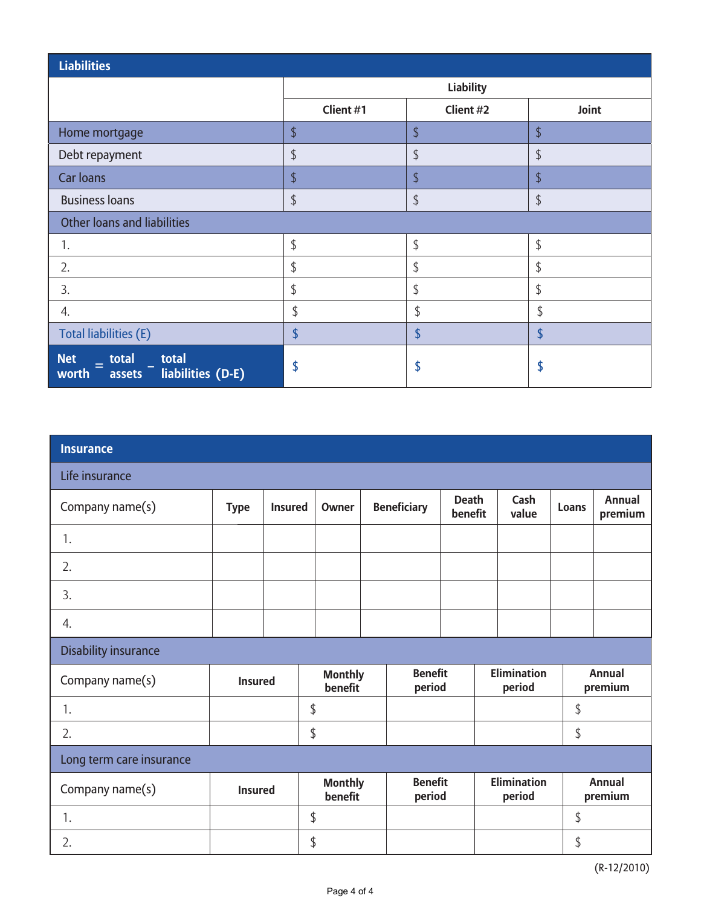## Liabilities

| | Liability | | |
|---|---|---|---|
| | Client #1 | Client #2 | Joint |
| Home mortgage | $ | $ | $ |
| Debt repayment | $ | $ | $ |
| Car loans | $ | $ | $ |
| Business loans | $ | $ | $ |
| Other loans and liabilities | | | |
| 1. | $ | $ | $ |
| 2. | $ | $ | $ |
| 3. | $ | $ | $ |
| 4. | $ | $ | $ |
| Total liabilities (E) | $ | $ | $ |
| **Net worth = total assets – total liabilities (D-E)** | $ | $ | $ |

## Insurance

### Life insurance

| Company name(s) | Type | Insured | Owner | Beneficiary | Death benefit | Cash value | Loans | Annual premium |
|---|---|---|---|---|---|---|---|---|
| 1. | | | | | | | | |
| 2. | | | | | | | | |
| 3. | | | | | | | | |
| 4. | | | | | | | | |

### Disability insurance

| Company name(s) | Insured | Monthly benefit | Benefit period | Elimination period | Annual premium |
|---|---|---|---|---|---|
| 1. | | $ | | | $ |
| 2. | | $ | | | $ |

### Long term care insurance

| Company name(s) | Insured | Monthly benefit | Benefit period | Elimination period | Annual premium |
|---|---|---|---|---|---|
| 1. | | $ | | | $ |
| 2. | | $ | | | $ |

(R-12/2010)